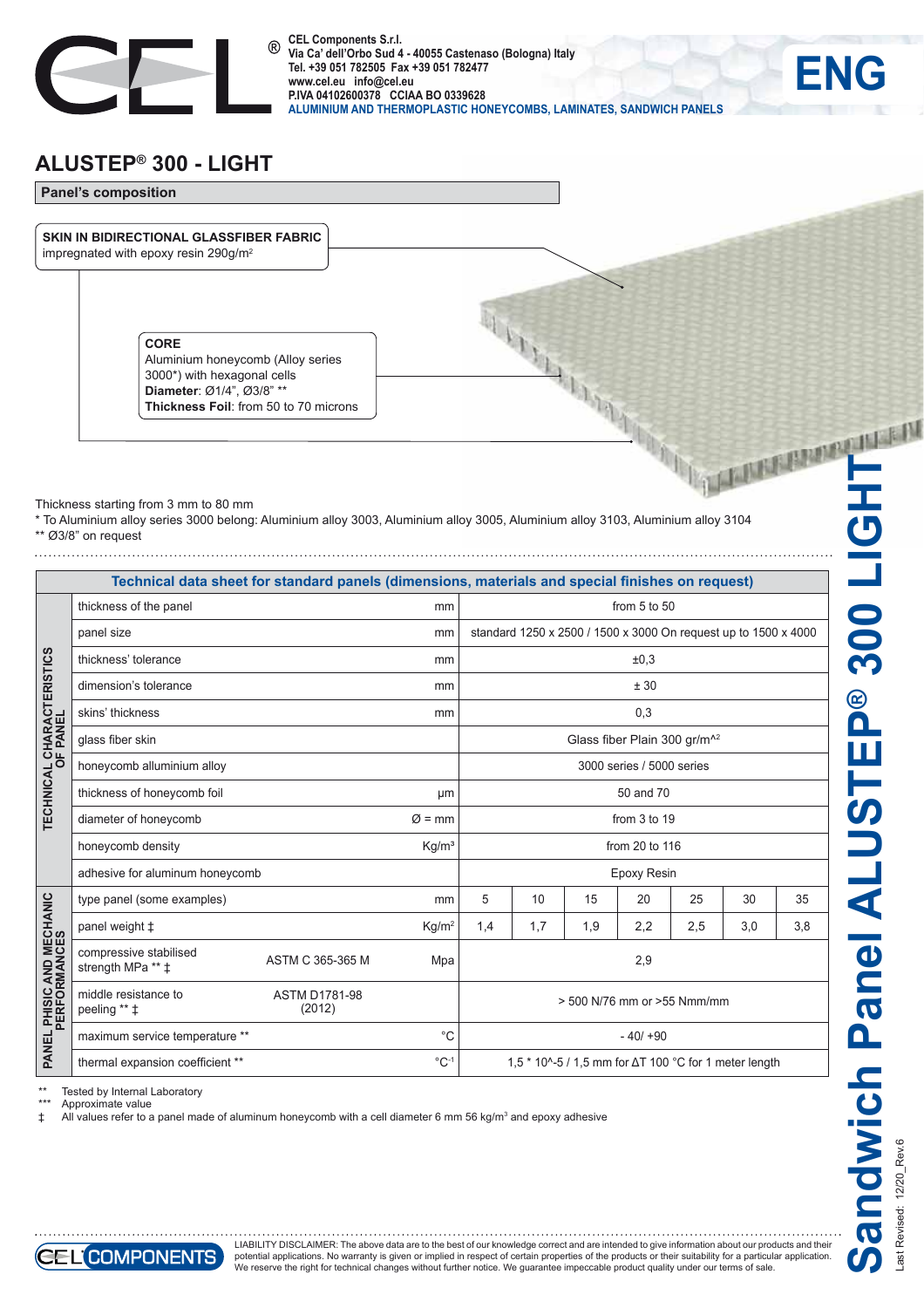CEL Components S.r.l.
Via Ca' dell'Orbo Sud 4 - 40055 Castenaso (Bologna) Italy
Tel. +39 051 782505 Fax +39 051 782477
www.cel.eu info@cel.eu
P.IVA 04102600378 CCIAA BO 0339628
ALUMINIUM AND THERMOPLASTIC HONEYCOMBS, LAMINATES, SANDWICH PANELS

ENG

# ALUSTEP® 300 - LIGHT

## Panel's composition

**SKIN IN BIDIRECTIONAL GLASSFIBER FABRIC**
impregnated with epoxy resin 290g/m²

**CORE**
Aluminium honeycomb (Alloy series 3000*) with hexagonal cells
**Diameter**: Ø1/4", Ø3/8" **
**Thickness Foil**: from 50 to 70 microns

Thickness starting from 3 mm to 80 mm
* To Aluminium alloy series 3000 belong: Aluminium alloy 3003, Aluminium alloy 3005, Aluminium alloy 3103, Aluminium alloy 3104
** Ø3/8" on request

**Technical data sheet for standard panels (dimensions, materials and special finishes on request)**

| | | | | | | | | | | | |
|---|---|---|---|---|---|---|---|---|---|---|---|
| TECHNICAL CHARACTERISTICS OF PANEL | thickness of the panel | | mm | from 5 to 50 | | | | | | | |
| | panel size | | mm | standard 1250 x 2500 / 1500 x 3000 On request up to 1500 x 4000 | | | | | | | |
| | thickness' tolerance | | mm | ±0,3 | | | | | | | |
| | dimension's tolerance | | mm | ± 30 | | | | | | | |
| | skins' thickness | | mm | 0,3 | | | | | | | |
| | glass fiber skin | | | Glass fiber Plain 300 gr/m^2 | | | | | | | |
| | honeycomb alluminium alloy | | | 3000 series / 5000 series | | | | | | | |
| | thickness of honeycomb foil | | µm | 50 and 70 | | | | | | | |
| | diameter of honeycomb | | Ø = mm | from 3 to 19 | | | | | | | |
| | honeycomb density | | Kg/m³ | from 20 to 116 | | | | | | | |
| | adhesive for aluminum honeycomb | | | Epoxy Resin | | | | | | | |
| PANEL PHISIC AND MECHANIC PERFORMANCES | type panel (some examples) | | mm | 5 | 10 | 15 | 20 | 25 | 30 | 35 |
| | panel weight ‡ | | Kg/m² | 1,4 | 1,7 | 1,9 | 2,2 | 2,5 | 3,0 | 3,8 |
| | compressive stabilised strength MPa ** ‡ | ASTM C 365-365 M | Mpa | 2,9 | | | | | | | |
| | middle resistance to peeling ** ‡ | ASTM D1781-98 (2012) | | > 500 N/76 mm or >55 Nmm/mm | | | | | | | |
| | maximum service temperature ** | | °C | - 40/ +90 | | | | | | | |
| | thermal expansion coefficient ** | | $°C^{-1}$ | 1,5 * 10^-5 / 1,5 mm for ΔT 100 °C for 1 meter length | | | | | | | |

** Tested by Internal Laboratory
*** Approximate value
‡ All values refer to a panel made of aluminum honeycomb with a cell diameter 6 mm 56 kg/m³ and epoxy adhesive

Sandwich Panel ALUSTEP® 300 LIGHT

Last Revised: 12/20_Rev.6

LIABILITY DISCLAIMER: The above data are to the best of our knowledge correct and are intended to give information about our products and their potential applications. No warranty is given or implied in respect of certain properties of the products or their suitability for a particular application. We reserve the right for technical changes without further notice. We guarantee impeccable product quality under our terms of sale.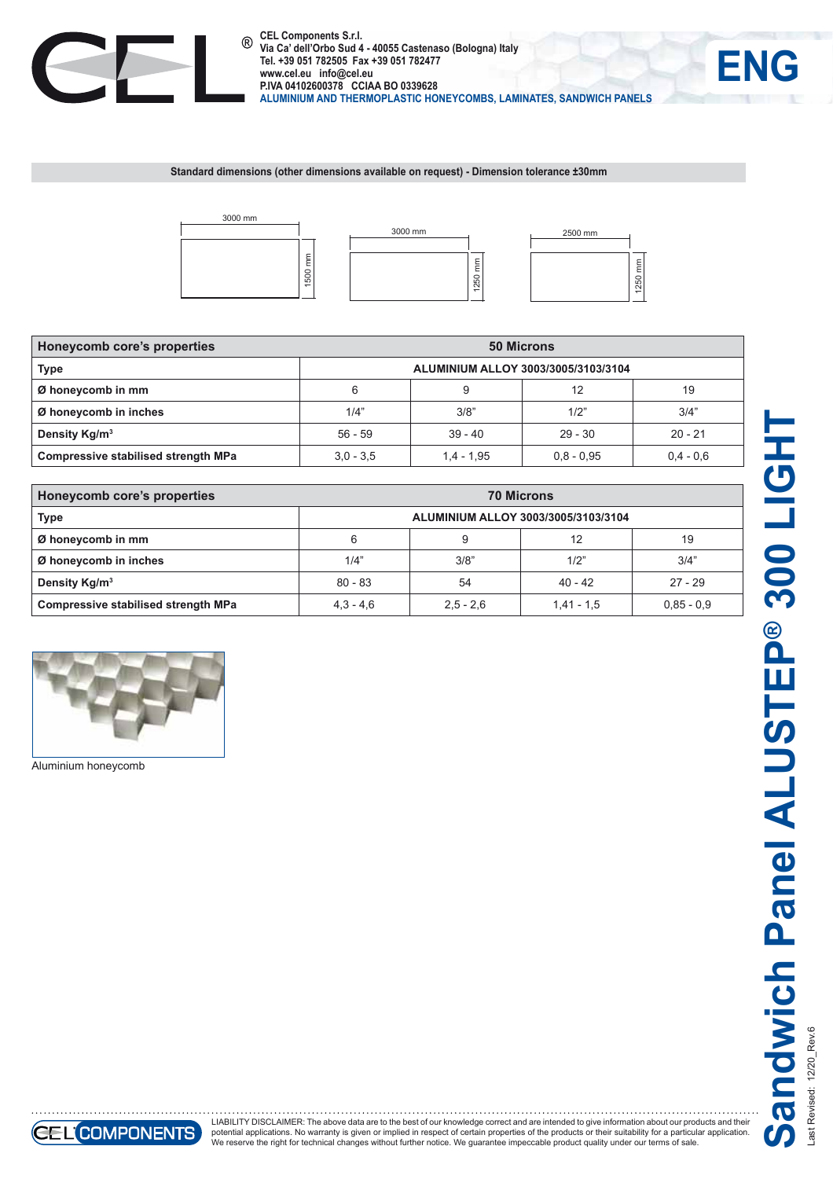**CEL Components S.r.l.**
**Via Ca' dell'Orbo Sud 4 - 40055 Castenaso (Bologna) Italy**
**Tel. +39 051 782505 Fax +39 051 782477**
**www.cel.eu info@cel.eu**
**P.IVA 04102600378 CCIAA BO 0339628**
**ALUMINIUM AND THERMOPLASTIC HONEYCOMBS, LAMINATES, SANDWICH PANELS**

ENG

# Sandwich Panel ALUSTEP® 300 LIGHT

**Standard dimensions (other dimensions available on request) - Dimension tolerance ±30mm**

3000 mm
1500 mm

3000 mm
1250 mm

2500 mm
1250 mm

| Honeycomb core's properties | 50 Microns | | | |
|---|---|---|---|---|
| **Type** | ALUMINIUM ALLOY 3003/3005/3103/3104 | | | |
| **Ø honeycomb in mm** | 6 | 9 | 12 | 19 |
| **Ø honeycomb in inches** | 1/4" | 3/8" | 1/2" | 3/4" |
| **Density Kg/m³** | 56 - 59 | 39 - 40 | 29 - 30 | 20 - 21 |
| **Compressive stabilised strength MPa** | 3,0 - 3,5 | 1,4 - 1,95 | 0,8 - 0,95 | 0,4 - 0,6 |

| Honeycomb core's properties | 70 Microns | | | |
|---|---|---|---|---|
| **Type** | ALUMINIUM ALLOY 3003/3005/3103/3104 | | | |
| **Ø honeycomb in mm** | 6 | 9 | 12 | 19 |
| **Ø honeycomb in inches** | 1/4" | 3/8" | 1/2" | 3/4" |
| **Density Kg/m³** | 80 - 83 | 54 | 40 - 42 | 27 - 29 |
| **Compressive stabilised strength MPa** | 4,3 - 4,6 | 2,5 - 2,6 | 1,41 - 1,5 | 0,85 - 0,9 |

Aluminium honeycomb

LIABILITY DISCLAIMER: The above data are to the best of our knowledge correct and are intended to give information about our products and their potential applications. No warranty is given or implied in respect of certain properties of the products or their suitability for a particular application. We reserve the right for technical changes without further notice. We guarantee impeccable product quality under our terms of sale.

Last Revised: 12/20_Rev.6